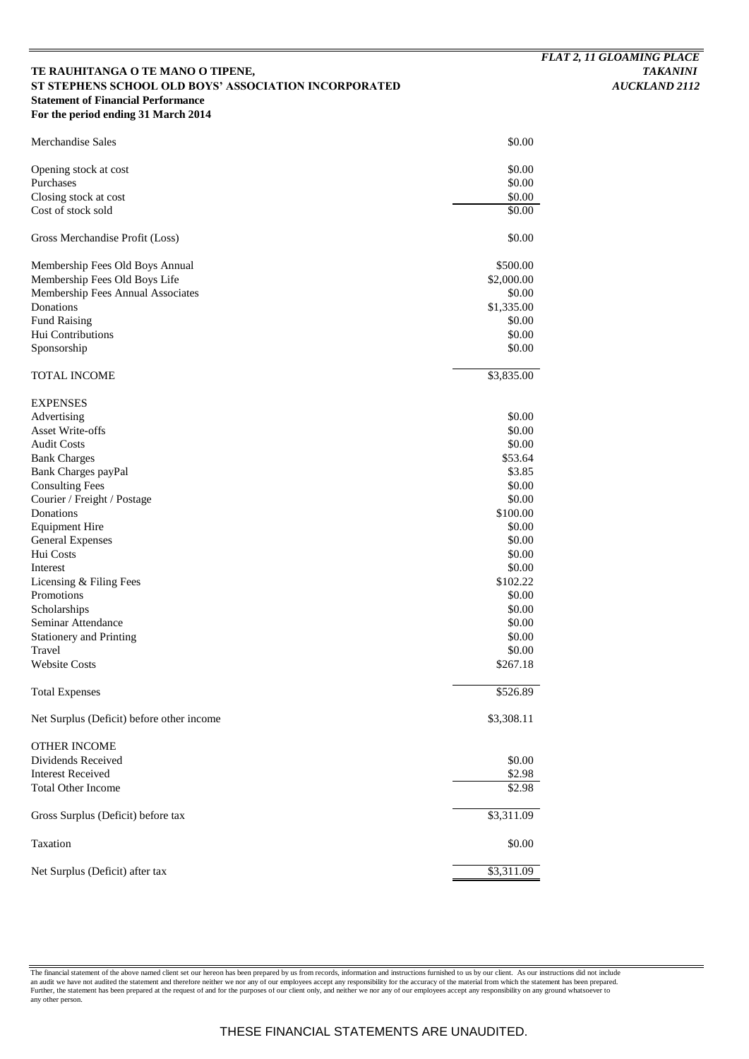***FLAT 2, 11 GLOAMING PLACE***
***TAKANINI***
***AUCKLAND 2112***

**TE RAUHITANGA O TE MANO O TIPENE,**
**ST STEPHENS SCHOOL OLD BOYS' ASSOCIATION INCORPORATED**
**Statement of Financial Performance**
**For the period ending 31 March 2014**

| | |
|---|---:|
| Merchandise Sales | $0.00 |
| | |
| Opening stock at cost | $0.00 |
| Purchases | $0.00 |
| Closing stock at cost | $0.00 |
| Cost of stock sold | $0.00 |
| | |
| Gross Merchandise Profit (Loss) | $0.00 |
| | |
| Membership Fees Old Boys Annual | $500.00 |
| Membership Fees Old Boys Life | $2,000.00 |
| Membership Fees Annual Associates | $0.00 |
| Donations | $1,335.00 |
| Fund Raising | $0.00 |
| Hui Contributions | $0.00 |
| Sponsorship | $0.00 |
| | |
| TOTAL INCOME | $3,835.00 |
| | |
| EXPENSES | |
| Advertising | $0.00 |
| Asset Write-offs | $0.00 |
| Audit Costs | $0.00 |
| Bank Charges | $53.64 |
| Bank Charges payPal | $3.85 |
| Consulting Fees | $0.00 |
| Courier / Freight / Postage | $0.00 |
| Donations | $100.00 |
| Equipment Hire | $0.00 |
| General Expenses | $0.00 |
| Hui Costs | $0.00 |
| Interest | $0.00 |
| Licensing & Filing Fees | $102.22 |
| Promotions | $0.00 |
| Scholarships | $0.00 |
| Seminar Attendance | $0.00 |
| Stationery and Printing | $0.00 |
| Travel | $0.00 |
| Website Costs | $267.18 |
| | |
| Total Expenses | $526.89 |
| | |
| Net Surplus (Deficit) before other income | $3,308.11 |
| | |
| OTHER INCOME | |
| Dividends Received | $0.00 |
| Interest Received | $2.98 |
| Total Other Income | $2.98 |
| | |
| Gross Surplus (Deficit) before tax | $3,311.09 |
| | |
| Taxation | $0.00 |
| | |
| Net Surplus (Deficit) after tax | $3,311.09 |

The financial statement of the above named client set our hereon has been prepared by us from records, information and instructions furnished to us by our client. As our instructions did not include an audit we have not audited the statement and therefore neither we nor any of our employees accept any responsibility for the accuracy of the material from which the statement has been prepared. Further, the statement has been prepared at the request of and for the purposes of our client only, and neither we nor any of our employees accept any responsibility on any ground whatsoever to any other person.

THESE FINANCIAL STATEMENTS ARE UNAUDITED.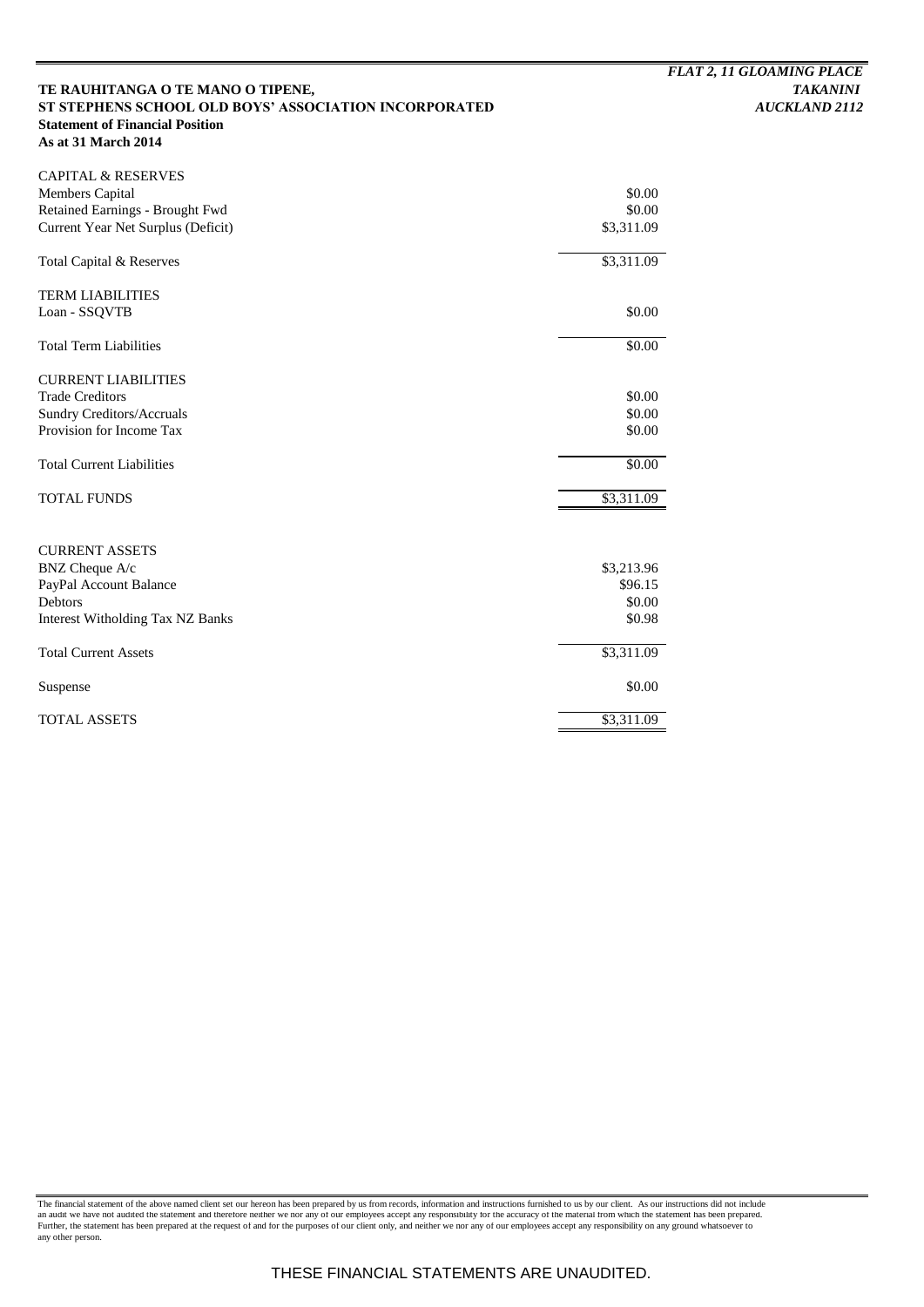*FLAT 2, 11 GLOAMING PLACE*
*TAKANINI*
*AUCKLAND 2112*

**TE RAUHITANGA O TE MANO O TIPENE,**
**ST STEPHENS SCHOOL OLD BOYS' ASSOCIATION INCORPORATED**
**Statement of Financial Position**
**As at 31 March 2014**

| | |
|---|---|
| CAPITAL & RESERVES | |
| Members Capital | \$0.00 |
| Retained Earnings - Brought Fwd | \$0.00 |
| Current Year Net Surplus (Deficit) | \$3,311.09 |
| Total Capital & Reserves | \$3,311.09 |
| TERM LIABILITIES | |
| Loan - SSQVTB | \$0.00 |
| Total Term Liabilities | \$0.00 |
| CURRENT LIABILITIES | |
| Trade Creditors | \$0.00 |
| Sundry Creditors/Accruals | \$0.00 |
| Provision for Income Tax | \$0.00 |
| Total Current Liabilities | \$0.00 |
| TOTAL FUNDS | \$3,311.09 |
| CURRENT ASSETS | |
| BNZ Cheque A/c | \$3,213.96 |
| PayPal Account Balance | \$96.15 |
| Debtors | \$0.00 |
| Interest Witholding Tax NZ Banks | \$0.98 |
| Total Current Assets | \$3,311.09 |
| Suspense | \$0.00 |
| TOTAL ASSETS | \$3,311.09 |

The financial statement of the above named client set our hereon has been prepared by us from records, information and instructions furnished to us by our client. As our instructions did not include an audit we have not audited the statement and therefore neither we nor any of our employees accept any responsibility for the accuracy of the material from which the statement has been prepared. Further, the statement has been prepared at the request of and for the purposes of our client only, and neither we nor any of our employees accept any responsibility on any ground whatsoever to any other person.

THESE FINANCIAL STATEMENTS ARE UNAUDITED.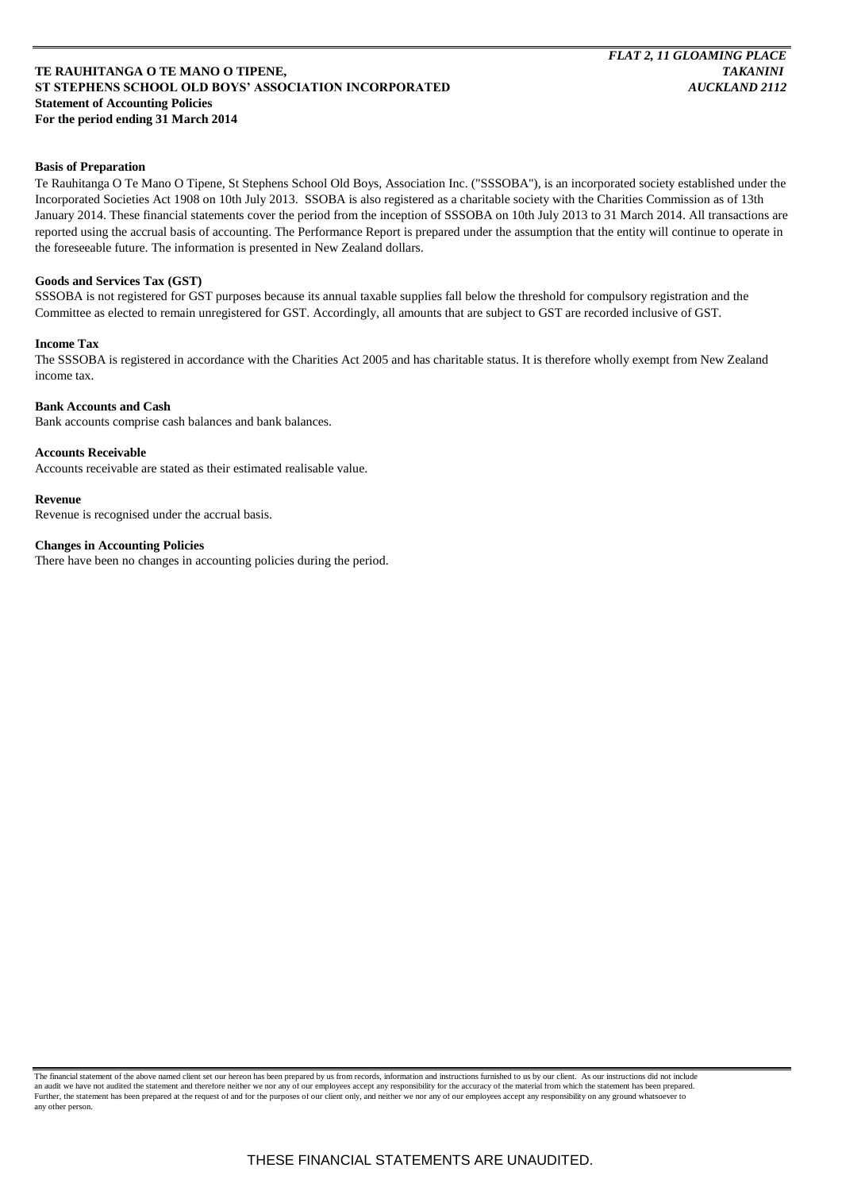**TE RAUHITANGA O TE MANO O TIPENE,**
**ST STEPHENS SCHOOL OLD BOYS' ASSOCIATION INCORPORATED**
**Statement of Accounting Policies**
**For the period ending 31 March 2014**

***FLAT 2, 11 GLOAMING PLACE***
***TAKANINI***
***AUCKLAND 2112***

**Basis of Preparation**

Te Rauhitanga O Te Mano O Tipene, St Stephens School Old Boys, Association Inc. ("SSSOBA"), is an incorporated society established under the Incorporated Societies Act 1908 on 10th July 2013. SSOBA is also registered as a charitable society with the Charities Commission as of 13th January 2014. These financial statements cover the period from the inception of SSSOBA on 10th July 2013 to 31 March 2014. All transactions are reported using the accrual basis of accounting. The Performance Report is prepared under the assumption that the entity will continue to operate in the foreseeable future. The information is presented in New Zealand dollars.

**Goods and Services Tax (GST)**

SSSOBA is not registered for GST purposes because its annual taxable supplies fall below the threshold for compulsory registration and the Committee as elected to remain unregistered for GST. Accordingly, all amounts that are subject to GST are recorded inclusive of GST.

**Income Tax**

The SSSOBA is registered in accordance with the Charities Act 2005 and has charitable status. It is therefore wholly exempt from New Zealand income tax.

**Bank Accounts and Cash**

Bank accounts comprise cash balances and bank balances.

**Accounts Receivable**

Accounts receivable are stated as their estimated realisable value.

**Revenue**

Revenue is recognised under the accrual basis.

**Changes in Accounting Policies**

There have been no changes in accounting policies during the period.

The financial statement of the above named client set our hereon has been prepared by us from records, information and instructions furnished to us by our client. As our instructions did not include an audit we have not audited the statement and therefore neither we nor any of our employees accept any responsibility for the accuracy of the material from which the statement has been prepared. Further, the statement has been prepared at the request of and for the purposes of our client only, and neither we nor any of our employees accept any responsibility on any ground whatsoever to any other person.

THESE FINANCIAL STATEMENTS ARE UNAUDITED.